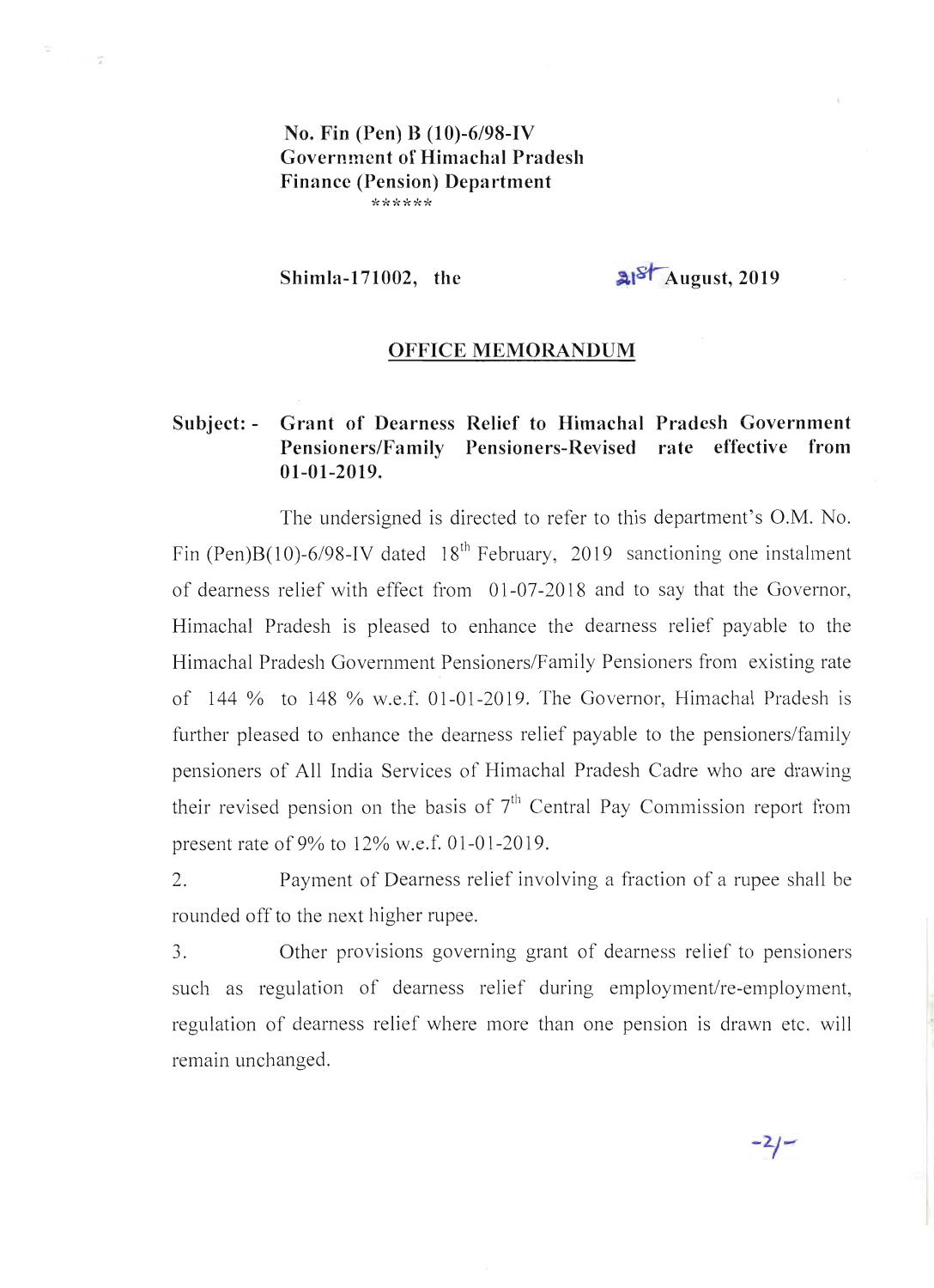**No. Fin (Pen) B (10)-6/98-IV**
**Government of Himachal Pradesh**
**Finance (Pension) Department**

\*\*\*\*\*\*

**Shimla-171002, the 21st August, 2019**

## OFFICE MEMORANDUM

**Subject: - Grant of Dearness Relief to Himachal Pradesh Government Pensioners/Family Pensioners-Revised rate effective from 01-01-2019.**

The undersigned is directed to refer to this department's O.M. No. Fin (Pen)B(10)-6/98-IV dated 18th February, 2019 sanctioning one instalment of dearness relief with effect from 01-07-2018 and to say that the Governor, Himachal Pradesh is pleased to enhance the dearness relief payable to the Himachal Pradesh Government Pensioners/Family Pensioners from existing rate of 144 % to 148 % w.e.f. 01-01-2019. The Governor, Himachal Pradesh is further pleased to enhance the dearness relief payable to the pensioners/family pensioners of All India Services of Himachal Pradesh Cadre who are drawing their revised pension on the basis of 7th Central Pay Commission report from present rate of 9% to 12% w.e.f. 01-01-2019.

2. Payment of Dearness relief involving a fraction of a rupee shall be rounded off to the next higher rupee.

3. Other provisions governing grant of dearness relief to pensioners such as regulation of dearness relief during employment/re-employment, regulation of dearness relief where more than one pension is drawn etc. will remain unchanged.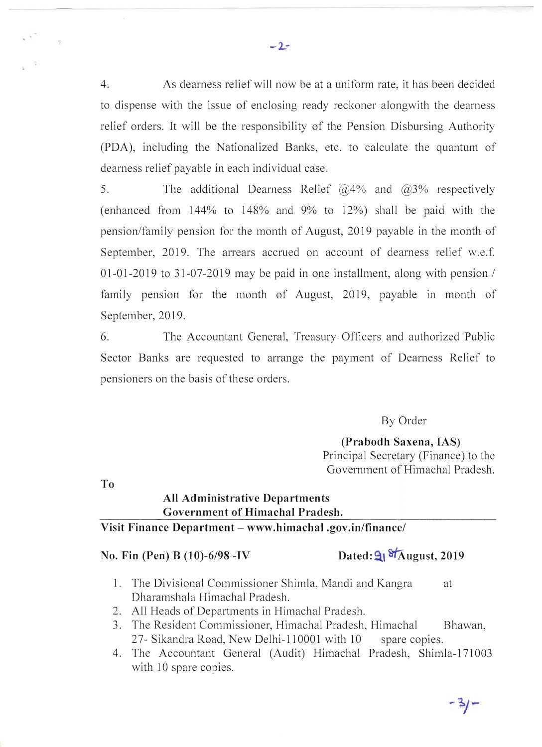4. As dearness relief will now be at a uniform rate, it has been decided to dispense with the issue of enclosing ready reckoner alongwith the dearness relief orders. It will be the responsibility of the Pension Disbursing Authority (PDA), including the Nationalized Banks, etc. to calculate the quantum of dearness relief payable in each individual case.

5. The additional Dearness Relief @4% and @3% respectively (enhanced from 144% to 148% and 9% to 12%) shall be paid with the pension/family pension for the month of August, 2019 payable in the month of September, 2019. The arrears accrued on account of dearness relief w.e.f. 01-01-2019 to 31-07-2019 may be paid in one installment, along with pension / family pension for the month of August, 2019, payable in month of September, 2019.

6. The Accountant General, Treasury Officers and authorized Public Sector Banks are requested to arrange the payment of Dearness Relief to pensioners on the basis of these orders.

By Order

**(Prabodh Saxena, IAS)**
Principal Secretary (Finance) to the
Government of Himachal Pradesh.

**To**

**All Administrative Departments**
**Government of Himachal Pradesh.**

**Visit Finance Department – www.himachal .gov.in/finance/**

**No. Fin (Pen) B (10)-6/98 -IV** **Dated: 21st August, 2019**

1. The Divisional Commissioner Shimla, Mandi and Kangra at Dharamshala Himachal Pradesh.
2. All Heads of Departments in Himachal Pradesh.
3. The Resident Commissioner, Himachal Pradesh, Himachal Bhawan, 27- Sikandra Road, New Delhi-110001 with 10 spare copies.
4. The Accountant General (Audit) Himachal Pradesh, Shimla-171003 with 10 spare copies.

-3/-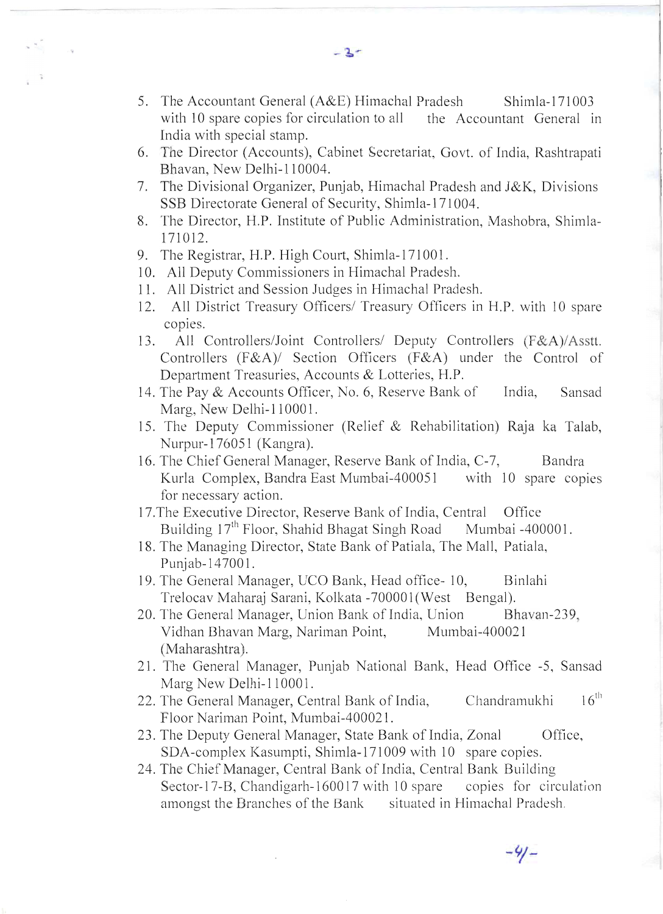5. The Accountant General (A&E) Himachal Pradesh Shimla-171003 with 10 spare copies for circulation to all the Accountant General in India with special stamp.
6. The Director (Accounts), Cabinet Secretariat, Govt. of India, Rashtrapati Bhavan, New Delhi-110004.
7. The Divisional Organizer, Punjab, Himachal Pradesh and J&K, Divisions SSB Directorate General of Security, Shimla-171004.
8. The Director, H.P. Institute of Public Administration, Mashobra, Shimla-171012.
9. The Registrar, H.P. High Court, Shimla-171001.
10. All Deputy Commissioners in Himachal Pradesh.
11. All District and Session Judges in Himachal Pradesh.
12. All District Treasury Officers/ Treasury Officers in H.P. with 10 spare copies.
13. All Controllers/Joint Controllers/ Deputy Controllers (F&A)/Asstt. Controllers (F&A)/ Section Officers (F&A) under the Control of Department Treasuries, Accounts & Lotteries, H.P.
14. The Pay & Accounts Officer, No. 6, Reserve Bank of India, Sansad Marg, New Delhi-110001.
15. The Deputy Commissioner (Relief & Rehabilitation) Raja ka Talab, Nurpur-176051 (Kangra).
16. The Chief General Manager, Reserve Bank of India, C-7, Bandra Kurla Complex, Bandra East Mumbai-400051 with 10 spare copies for necessary action.
17. The Executive Director, Reserve Bank of India, Central Office Building 17th Floor, Shahid Bhagat Singh Road Mumbai -400001.
18. The Managing Director, State Bank of Patiala, The Mall, Patiala, Punjab-147001.
19. The General Manager, UCO Bank, Head office- 10, Binlahi Trelocav Maharaj Sarani, Kolkata -700001(West Bengal).
20. The General Manager, Union Bank of India, Union Bhavan-239, Vidhan Bhavan Marg, Nariman Point, Mumbai-400021 (Maharashtra).
21. The General Manager, Punjab National Bank, Head Office -5, Sansad Marg New Delhi-110001.
22. The General Manager, Central Bank of India, Chandramukhi 16th Floor Nariman Point, Mumbai-400021.
23. The Deputy General Manager, State Bank of India, Zonal Office, SDA-complex Kasumpti, Shimla-171009 with 10 spare copies.
24. The Chief Manager, Central Bank of India, Central Bank Building Sector-17-B, Chandigarh-160017 with 10 spare copies for circulation amongst the Branches of the Bank situated in Himachal Pradesh.

-4/-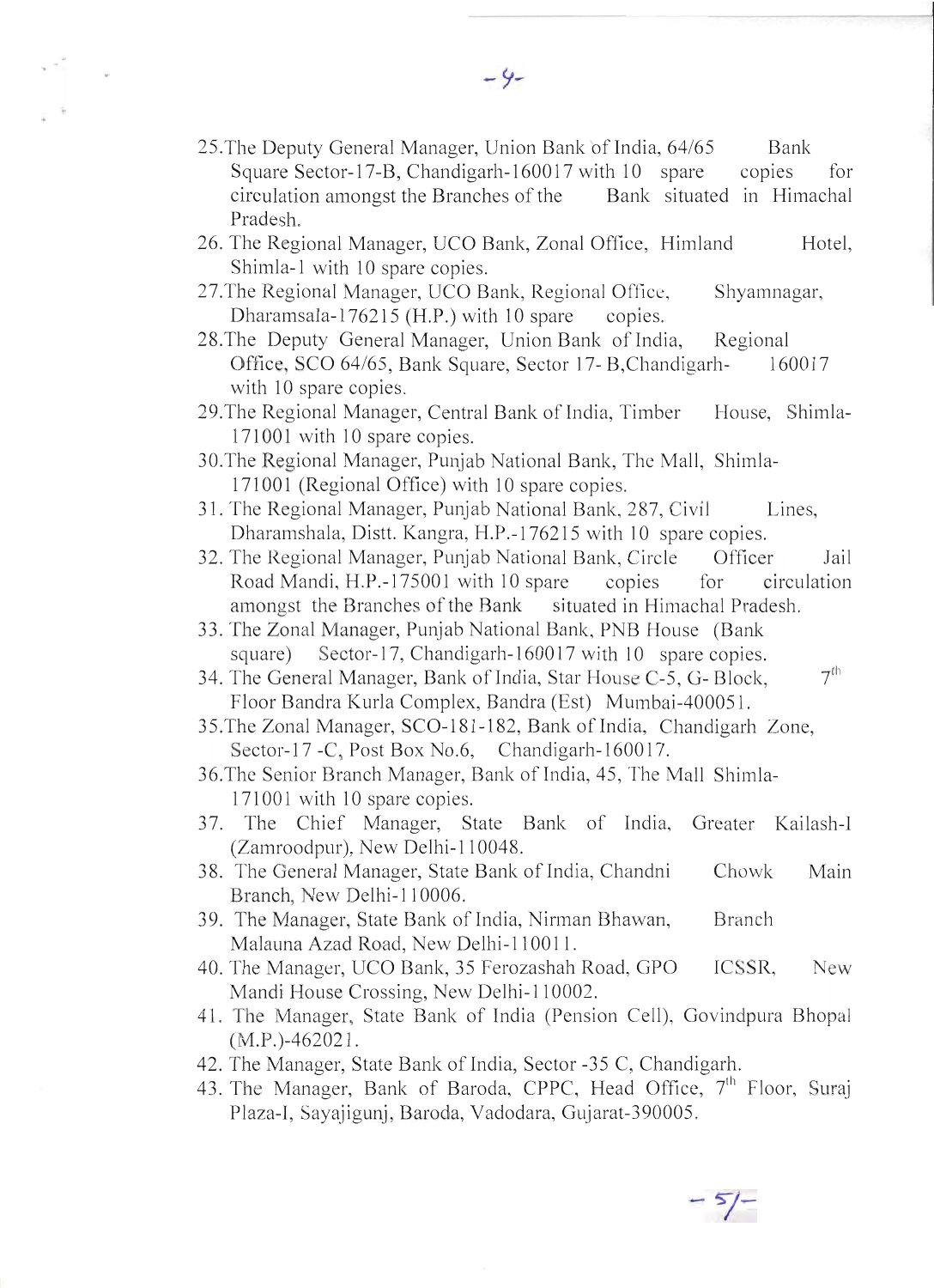25. The Deputy General Manager, Union Bank of India, 64/65 Bank Square Sector-17-B, Chandigarh-160017 with 10 spare copies for circulation amongst the Branches of the Bank situated in Himachal Pradesh.
26. The Regional Manager, UCO Bank, Zonal Office, Himland Hotel, Shimla-1 with 10 spare copies.
27. The Regional Manager, UCO Bank, Regional Office, Shyamnagar, Dharamsala-176215 (H.P.) with 10 spare copies.
28. The Deputy General Manager, Union Bank of India, Regional Office, SCO 64/65, Bank Square, Sector 17- B,Chandigarh- 160017 with 10 spare copies.
29. The Regional Manager, Central Bank of India, Timber House, Shimla-171001 with 10 spare copies.
30. The Regional Manager, Punjab National Bank, The Mall, Shimla-171001 (Regional Office) with 10 spare copies.
31. The Regional Manager, Punjab National Bank, 287, Civil Lines, Dharamshala, Distt. Kangra, H.P.-176215 with 10 spare copies.
32. The Regional Manager, Punjab National Bank, Circle Officer Jail Road Mandi, H.P.-175001 with 10 spare copies for circulation amongst the Branches of the Bank situated in Himachal Pradesh.
33. The Zonal Manager, Punjab National Bank, PNB House (Bank square) Sector-17, Chandigarh-160017 with 10 spare copies.
34. The General Manager, Bank of India, Star House C-5, G- Block, 7th Floor Bandra Kurla Complex, Bandra (Est) Mumbai-400051.
35. The Zonal Manager, SCO-181-182, Bank of India, Chandigarh Zone, Sector-17 -C, Post Box No.6, Chandigarh-160017.
36. The Senior Branch Manager, Bank of India, 45, The Mall Shimla-171001 with 10 spare copies.
37. The Chief Manager, State Bank of India, Greater Kailash-I (Zamroodpur), New Delhi-110048.
38. The General Manager, State Bank of India, Chandni Chowk Main Branch, New Delhi-110006.
39. The Manager, State Bank of India, Nirman Bhawan, Branch Malauna Azad Road, New Delhi-110011.
40. The Manager, UCO Bank, 35 Ferozashah Road, GPO ICSSR, New Mandi House Crossing, New Delhi-110002.
41. The Manager, State Bank of India (Pension Cell), Govindpura Bhopal (M.P.)-462021.
42. The Manager, State Bank of India, Sector -35 C, Chandigarh.
43. The Manager, Bank of Baroda, CPPC, Head Office, 7th Floor, Suraj Plaza-I, Sayajigunj, Baroda, Vadodara, Gujarat-390005.

-5/-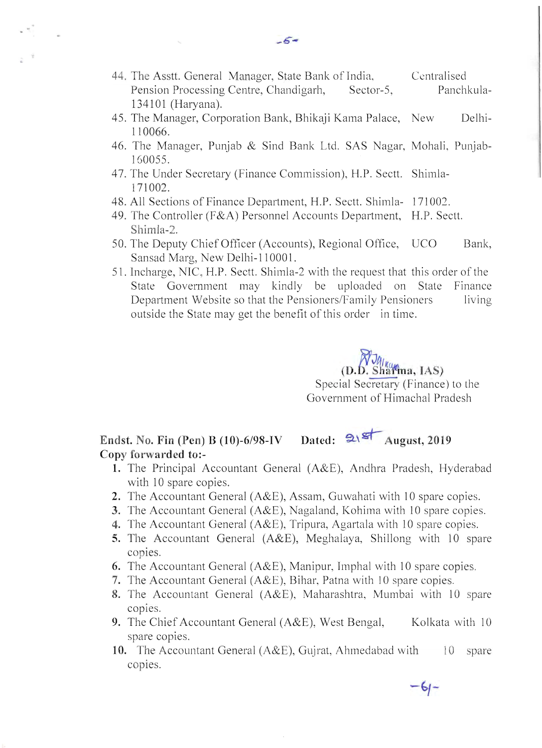44. The Asstt. General Manager, State Bank of India, Centralised Pension Processing Centre, Chandigarh, Sector-5, Panchkula-134101 (Haryana).
45. The Manager, Corporation Bank, Bhikaji Kama Palace, New Delhi-110066.
46. The Manager, Punjab & Sind Bank Ltd. SAS Nagar, Mohali, Punjab-160055.
47. The Under Secretary (Finance Commission), H.P. Sectt. Shimla-171002.
48. All Sections of Finance Department, H.P. Sectt. Shimla- 171002.
49. The Controller (F&A) Personnel Accounts Department, H.P. Sectt. Shimla-2.
50. The Deputy Chief Officer (Accounts), Regional Office, UCO Bank, Sansad Marg, New Delhi-110001.
51. Incharge, NIC, H.P. Sectt. Shimla-2 with the request that this order of the State Government may kindly be uploaded on State Finance Department Website so that the Pensioners/Family Pensioners living outside the State may get the benefit of this order in time.

**(D.D. Sharma, IAS)**
Special Secretary (Finance) to the
Government of Himachal Pradesh

**Endst. No. Fin (Pen) B (10)-6/98-IV Dated: 21st August, 2019**
**Copy forwarded to:-**

1. The Principal Accountant General (A&E), Andhra Pradesh, Hyderabad with 10 spare copies.
2. The Accountant General (A&E), Assam, Guwahati with 10 spare copies.
3. The Accountant General (A&E), Nagaland, Kohima with 10 spare copies.
4. The Accountant General (A&E), Tripura, Agartala with 10 spare copies.
5. The Accountant General (A&E), Meghalaya, Shillong with 10 spare copies.
6. The Accountant General (A&E), Manipur, Imphal with 10 spare copies.
7. The Accountant General (A&E), Bihar, Patna with 10 spare copies.
8. The Accountant General (A&E), Maharashtra, Mumbai with 10 spare copies.
9. The Chief Accountant General (A&E), West Bengal, Kolkata with 10 spare copies.
10. The Accountant General (A&E), Gujrat, Ahmedabad with 10 spare copies.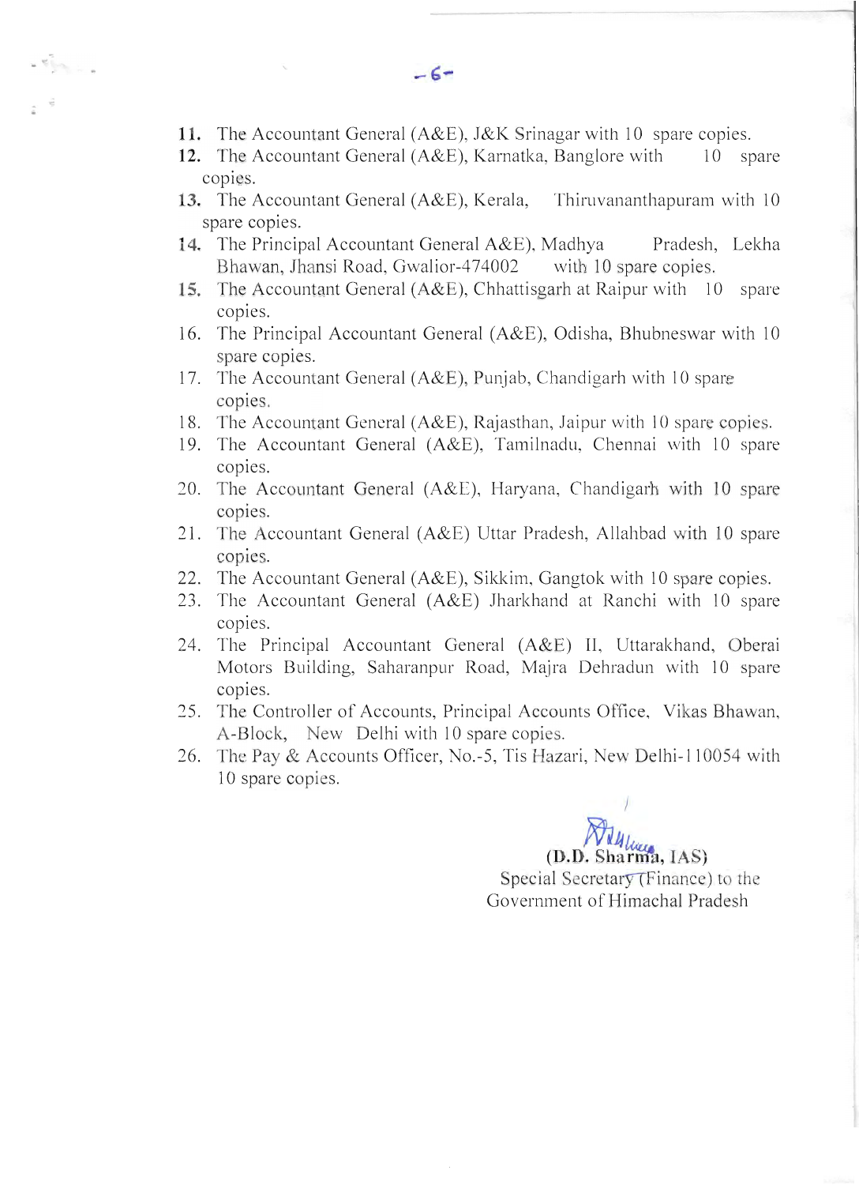11. The Accountant General (A&E), J&K Srinagar with 10 spare copies.
12. The Accountant General (A&E), Karnatka, Banglore with 10 spare copies.
13. The Accountant General (A&E), Kerala, Thiruvananthapuram with 10 spare copies.
14. The Principal Accountant General A&E), Madhya Pradesh, Lekha Bhawan, Jhansi Road, Gwalior-474002 with 10 spare copies.
15. The Accountant General (A&E), Chhattisgarh at Raipur with 10 spare copies.
16. The Principal Accountant General (A&E), Odisha, Bhubneswar with 10 spare copies.
17. The Accountant General (A&E), Punjab, Chandigarh with 10 spare copies.
18. The Accountant General (A&E), Rajasthan, Jaipur with 10 spare copies.
19. The Accountant General (A&E), Tamilnadu, Chennai with 10 spare copies.
20. The Accountant General (A&E), Haryana, Chandigarh with 10 spare copies.
21. The Accountant General (A&E) Uttar Pradesh, Allahbad with 10 spare copies.
22. The Accountant General (A&E), Sikkim, Gangtok with 10 spare copies.
23. The Accountant General (A&E) Jharkhand at Ranchi with 10 spare copies.
24. The Principal Accountant General (A&E) II, Uttarakhand, Oberai Motors Building, Saharanpur Road, Majra Dehradun with 10 spare copies.
25. The Controller of Accounts, Principal Accounts Office, Vikas Bhawan, A-Block, New Delhi with 10 spare copies.
26. The Pay & Accounts Officer, No.-5, Tis Hazari, New Delhi-110054 with 10 spare copies.

**(D.D. Sharma, IAS)**
Special Secretary (Finance) to the
Government of Himachal Pradesh